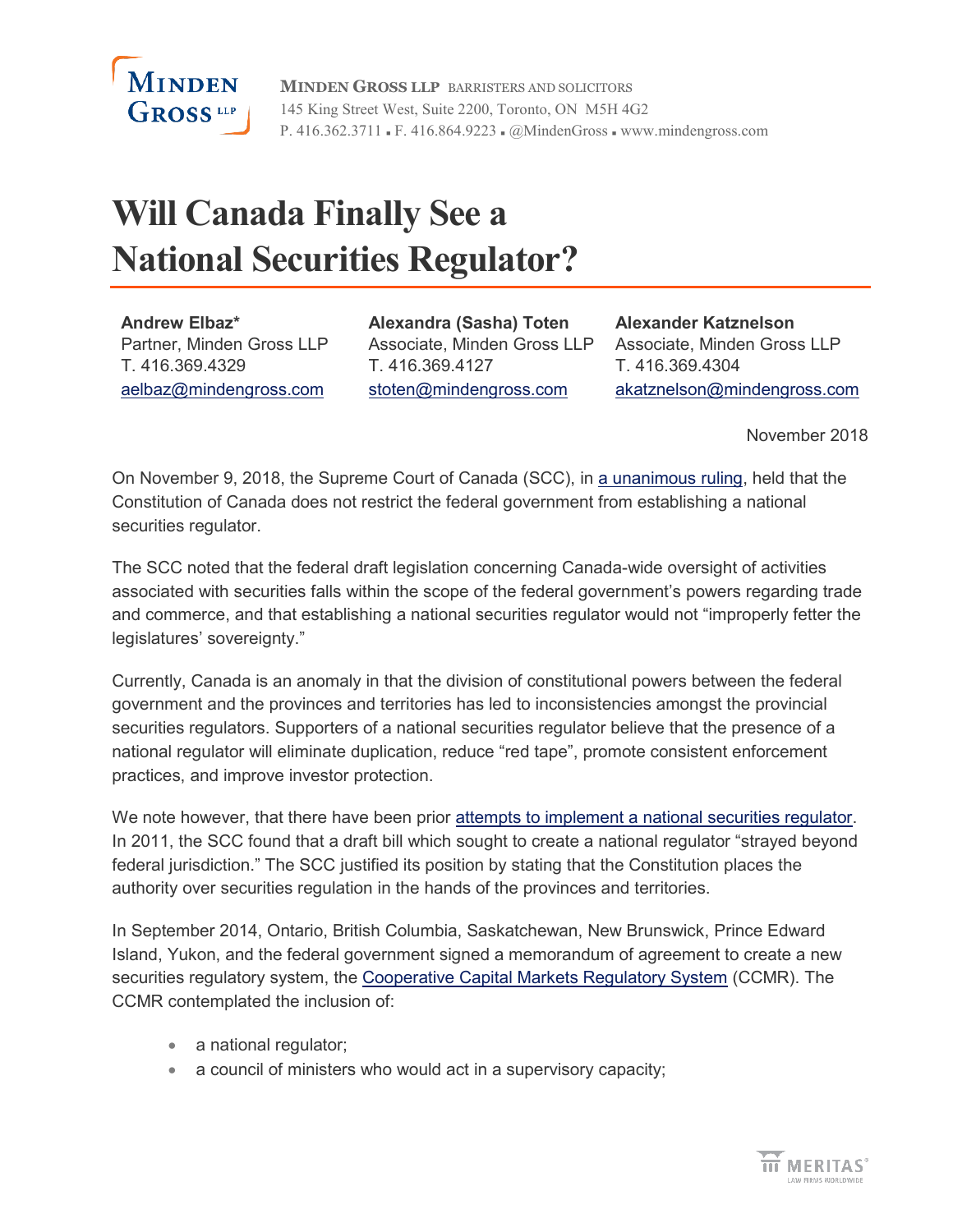# Will Canada Finally See a National Securities Regulator?

| **Andrew Elbaz*** | **Alexandra (Sasha) Toten** | **Alexander Katznelson** |
|---|---|---|
| Partner, Minden Gross LLP | Associate, Minden Gross LLP | Associate, Minden Gross LLP |
| T. 416.369.4329 | T. 416.369.4127 | T. 416.369.4304 |
| aelbaz@mindengross.com | stoten@mindengross.com | akatznelson@mindengross.com |

November 2018

On November 9, 2018, the Supreme Court of Canada (SCC), in a unanimous ruling, held that the Constitution of Canada does not restrict the federal government from establishing a national securities regulator.

The SCC noted that the federal draft legislation concerning Canada-wide oversight of activities associated with securities falls within the scope of the federal government's powers regarding trade and commerce, and that establishing a national securities regulator would not "improperly fetter the legislatures' sovereignty."

Currently, Canada is an anomaly in that the division of constitutional powers between the federal government and the provinces and territories has led to inconsistencies amongst the provincial securities regulators. Supporters of a national securities regulator believe that the presence of a national regulator will eliminate duplication, reduce "red tape", promote consistent enforcement practices, and improve investor protection.

We note however, that there have been prior attempts to implement a national securities regulator. In 2011, the SCC found that a draft bill which sought to create a national regulator "strayed beyond federal jurisdiction." The SCC justified its position by stating that the Constitution places the authority over securities regulation in the hands of the provinces and territories.

In September 2014, Ontario, British Columbia, Saskatchewan, New Brunswick, Prince Edward Island, Yukon, and the federal government signed a memorandum of agreement to create a new securities regulatory system, the Cooperative Capital Markets Regulatory System (CCMR). The CCMR contemplated the inclusion of:

- a national regulator;
- a council of ministers who would act in a supervisory capacity;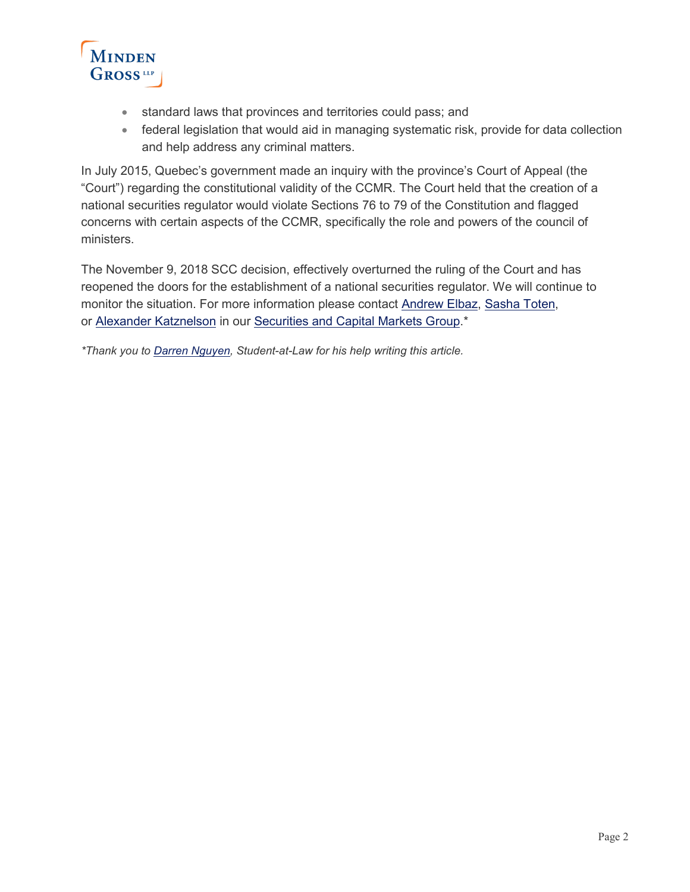- standard laws that provinces and territories could pass; and
- federal legislation that would aid in managing systematic risk, provide for data collection and help address any criminal matters.

In July 2015, Quebec's government made an inquiry with the province's Court of Appeal (the "Court") regarding the constitutional validity of the CCMR. The Court held that the creation of a national securities regulator would violate Sections 76 to 79 of the Constitution and flagged concerns with certain aspects of the CCMR, specifically the role and powers of the council of ministers.

The November 9, 2018 SCC decision, effectively overturned the ruling of the Court and has reopened the doors for the establishment of a national securities regulator. We will continue to monitor the situation. For more information please contact Andrew Elbaz, Sasha Toten, or Alexander Katznelson in our Securities and Capital Markets Group.*

*\*Thank you to Darren Nguyen, Student-at-Law for his help writing this article.*